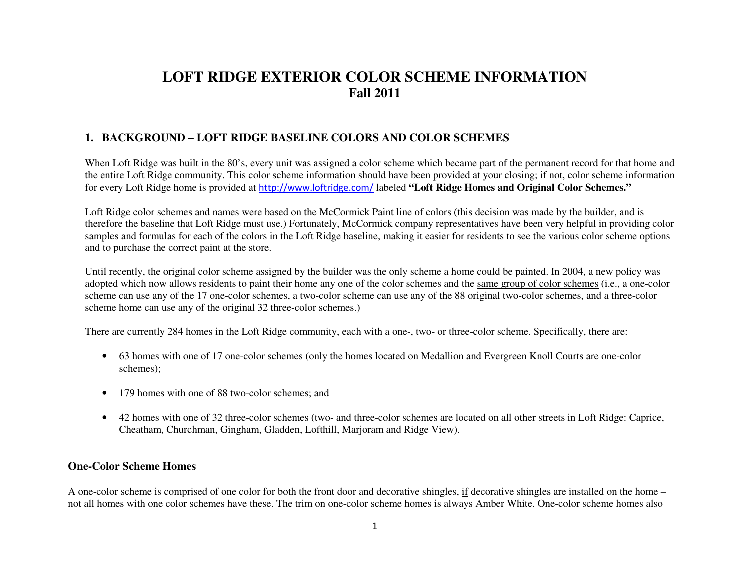# LOFT RIDGE EXTERIOR COLOR SCHEME INFORMATION
## Fall 2011

### 1. BACKGROUND – LOFT RIDGE BASELINE COLORS AND COLOR SCHEMES

When Loft Ridge was built in the 80's, every unit was assigned a color scheme which became part of the permanent record for that home and the entire Loft Ridge community. This color scheme information should have been provided at your closing; if not, color scheme information for every Loft Ridge home is provided at http://www.loftridge.com/ labeled **"Loft Ridge Homes and Original Color Schemes."**

Loft Ridge color schemes and names were based on the McCormick Paint line of colors (this decision was made by the builder, and is therefore the baseline that Loft Ridge must use.) Fortunately, McCormick company representatives have been very helpful in providing color samples and formulas for each of the colors in the Loft Ridge baseline, making it easier for residents to see the various color scheme options and to purchase the correct paint at the store.

Until recently, the original color scheme assigned by the builder was the only scheme a home could be painted. In 2004, a new policy was adopted which now allows residents to paint their home any one of the color schemes and the <u>same group of color schemes</u> (i.e., a one-color scheme can use any of the 17 one-color schemes, a two-color scheme can use any of the 88 original two-color schemes, and a three-color scheme home can use any of the original 32 three-color schemes.)

There are currently 284 homes in the Loft Ridge community, each with a one-, two- or three-color scheme. Specifically, there are:

- 63 homes with one of 17 one-color schemes (only the homes located on Medallion and Evergreen Knoll Courts are one-color schemes);
- 179 homes with one of 88 two-color schemes; and
- 42 homes with one of 32 three-color schemes (two- and three-color schemes are located on all other streets in Loft Ridge: Caprice, Cheatham, Churchman, Gingham, Gladden, Lofthill, Marjoram and Ridge View).

#### One-Color Scheme Homes

A one-color scheme is comprised of one color for both the front door and decorative shingles, <u>if</u> decorative shingles are installed on the home – not all homes with one color schemes have these. The trim on one-color scheme homes is always Amber White. One-color scheme homes also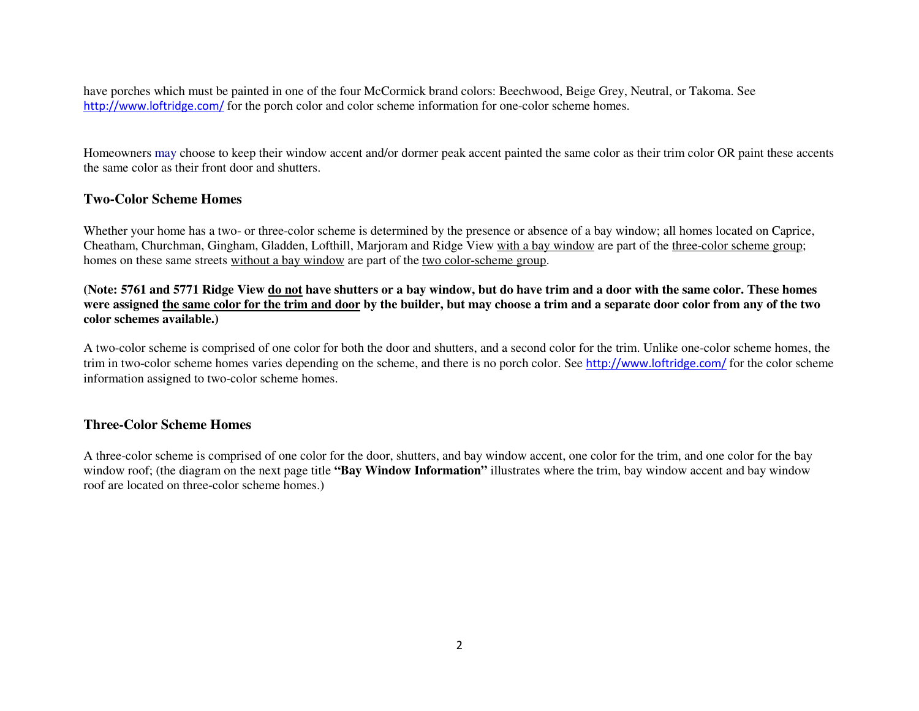have porches which must be painted in one of the four McCormick brand colors: Beechwood, Beige Grey, Neutral, or Takoma. See http://www.loftridge.com/ for the porch color and color scheme information for one-color scheme homes.

Homeowners may choose to keep their window accent and/or dormer peak accent painted the same color as their trim color OR paint these accents the same color as their front door and shutters.

### Two-Color Scheme Homes

Whether your home has a two- or three-color scheme is determined by the presence or absence of a bay window; all homes located on Caprice, Cheatham, Churchman, Gingham, Gladden, Lofthill, Marjoram and Ridge View with a bay window are part of the three-color scheme group; homes on these same streets without a bay window are part of the two color-scheme group.

**(Note: 5761 and 5771 Ridge View do not have shutters or a bay window, but do have trim and a door with the same color. These homes were assigned the same color for the trim and door by the builder, but may choose a trim and a separate door color from any of the two color schemes available.)**

A two-color scheme is comprised of one color for both the door and shutters, and a second color for the trim. Unlike one-color scheme homes, the trim in two-color scheme homes varies depending on the scheme, and there is no porch color. See http://www.loftridge.com/ for the color scheme information assigned to two-color scheme homes.

### Three-Color Scheme Homes

A three-color scheme is comprised of one color for the door, shutters, and bay window accent, one color for the trim, and one color for the bay window roof; (the diagram on the next page title **"Bay Window Information"** illustrates where the trim, bay window accent and bay window roof are located on three-color scheme homes.)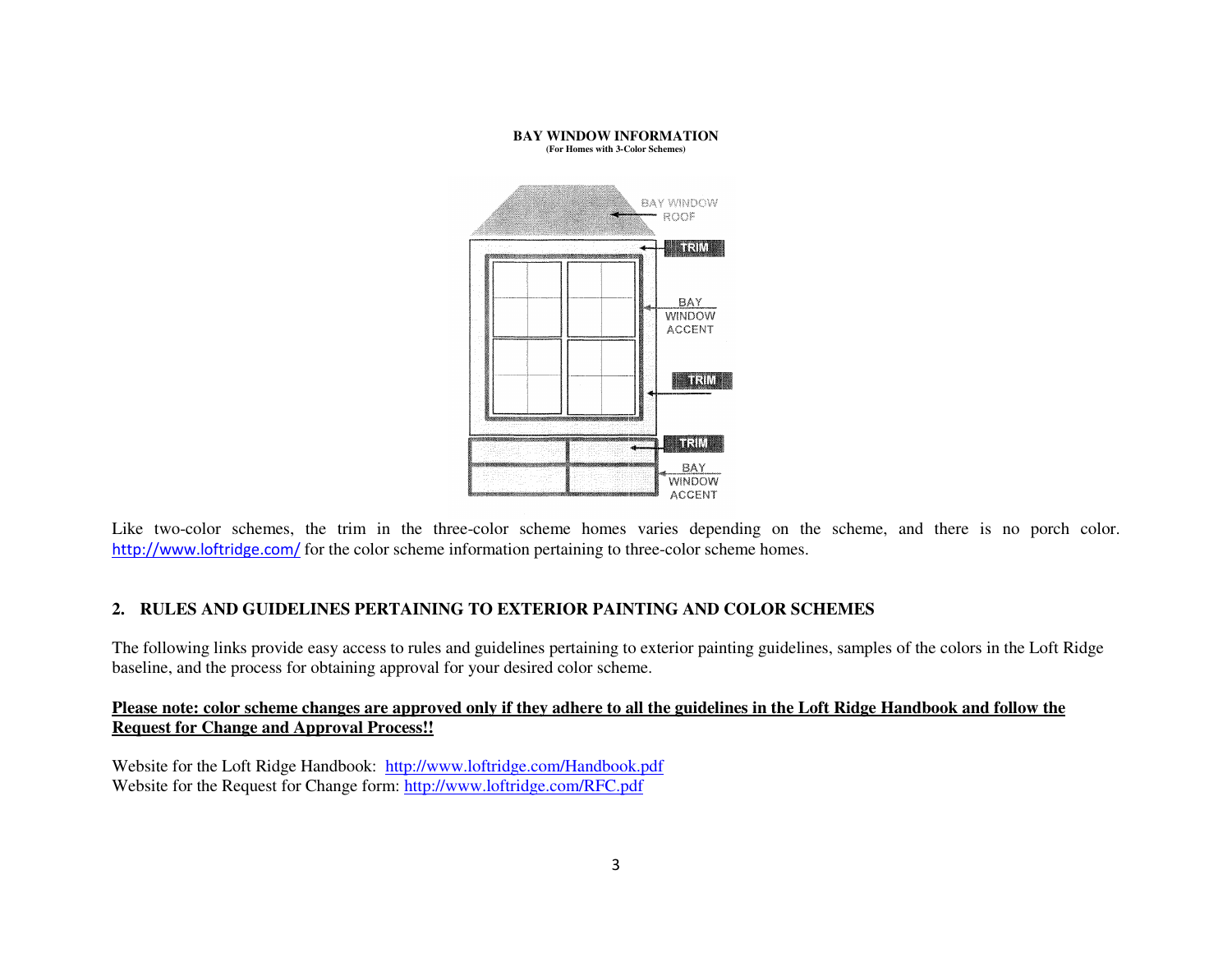**BAY WINDOW INFORMATION**
**(For Homes with 3-Color Schemes)**

Like two-color schemes, the trim in the three-color scheme homes varies depending on the scheme, and there is no porch color. http://www.loftridge.com/ for the color scheme information pertaining to three-color scheme homes.

## 2. RULES AND GUIDELINES PERTAINING TO EXTERIOR PAINTING AND COLOR SCHEMES

The following links provide easy access to rules and guidelines pertaining to exterior painting guidelines, samples of the colors in the Loft Ridge baseline, and the process for obtaining approval for your desired color scheme.

**Please note: color scheme changes are approved only if they adhere to all the guidelines in the Loft Ridge Handbook and follow the Request for Change and Approval Process!!**

Website for the Loft Ridge Handbook: http://www.loftridge.com/Handbook.pdf
Website for the Request for Change form: http://www.loftridge.com/RFC.pdf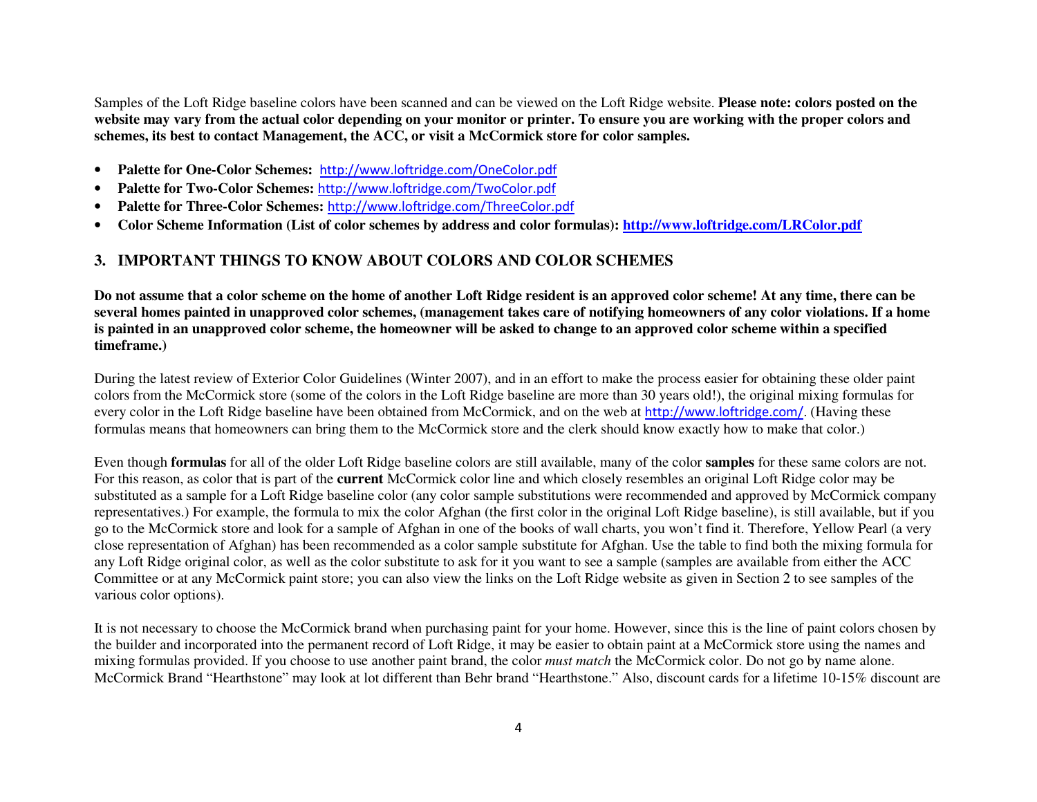Samples of the Loft Ridge baseline colors have been scanned and can be viewed on the Loft Ridge website. **Please note: colors posted on the website may vary from the actual color depending on your monitor or printer. To ensure you are working with the proper colors and schemes, its best to contact Management, the ACC, or visit a McCormick store for color samples.**

- **Palette for One-Color Schemes:** http://www.loftridge.com/OneColor.pdf
- **Palette for Two-Color Schemes:** http://www.loftridge.com/TwoColor.pdf
- **Palette for Three-Color Schemes:** http://www.loftridge.com/ThreeColor.pdf
- **Color Scheme Information (List of color schemes by address and color formulas): http://www.loftridge.com/LRColor.pdf**

## 3. IMPORTANT THINGS TO KNOW ABOUT COLORS AND COLOR SCHEMES

**Do not assume that a color scheme on the home of another Loft Ridge resident is an approved color scheme! At any time, there can be several homes painted in unapproved color schemes, (management takes care of notifying homeowners of any color violations. If a home is painted in an unapproved color scheme, the homeowner will be asked to change to an approved color scheme within a specified timeframe.)**

During the latest review of Exterior Color Guidelines (Winter 2007), and in an effort to make the process easier for obtaining these older paint colors from the McCormick store (some of the colors in the Loft Ridge baseline are more than 30 years old!), the original mixing formulas for every color in the Loft Ridge baseline have been obtained from McCormick, and on the web at http://www.loftridge.com/. (Having these formulas means that homeowners can bring them to the McCormick store and the clerk should know exactly how to make that color.)

Even though **formulas** for all of the older Loft Ridge baseline colors are still available, many of the color **samples** for these same colors are not. For this reason, as color that is part of the **current** McCormick color line and which closely resembles an original Loft Ridge color may be substituted as a sample for a Loft Ridge baseline color (any color sample substitutions were recommended and approved by McCormick company representatives.) For example, the formula to mix the color Afghan (the first color in the original Loft Ridge baseline), is still available, but if you go to the McCormick store and look for a sample of Afghan in one of the books of wall charts, you won't find it. Therefore, Yellow Pearl (a very close representation of Afghan) has been recommended as a color sample substitute for Afghan. Use the table to find both the mixing formula for any Loft Ridge original color, as well as the color substitute to ask for it you want to see a sample (samples are available from either the ACC Committee or at any McCormick paint store; you can also view the links on the Loft Ridge website as given in Section 2 to see samples of the various color options).

It is not necessary to choose the McCormick brand when purchasing paint for your home. However, since this is the line of paint colors chosen by the builder and incorporated into the permanent record of Loft Ridge, it may be easier to obtain paint at a McCormick store using the names and mixing formulas provided. If you choose to use another paint brand, the color *must match* the McCormick color. Do not go by name alone. McCormick Brand "Hearthstone" may look at lot different than Behr brand "Hearthstone." Also, discount cards for a lifetime 10-15% discount are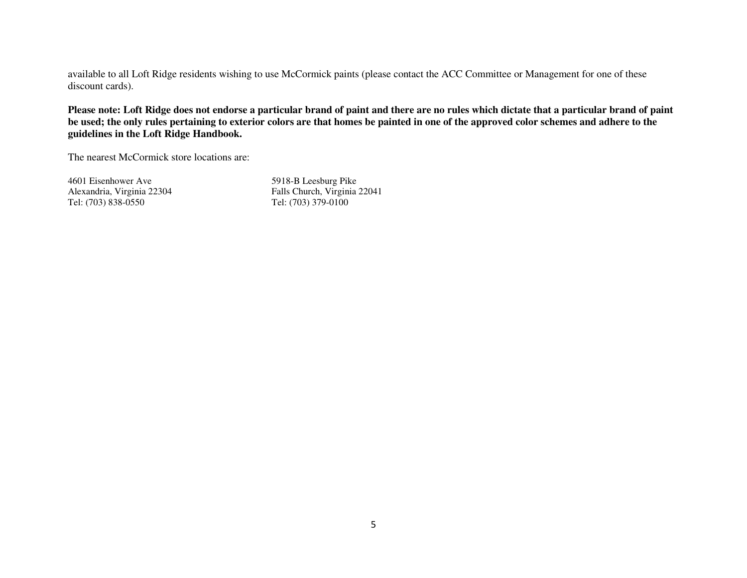available to all Loft Ridge residents wishing to use McCormick paints (please contact the ACC Committee or Management for one of these discount cards).

**Please note: Loft Ridge does not endorse a particular brand of paint and there are no rules which dictate that a particular brand of paint be used; the only rules pertaining to exterior colors are that homes be painted in one of the approved color schemes and adhere to the guidelines in the Loft Ridge Handbook.**

The nearest McCormick store locations are:

4601 Eisenhower Ave
Alexandria, Virginia 22304
Tel: (703) 838-0550

5918-B Leesburg Pike
Falls Church, Virginia 22041
Tel: (703) 379-0100